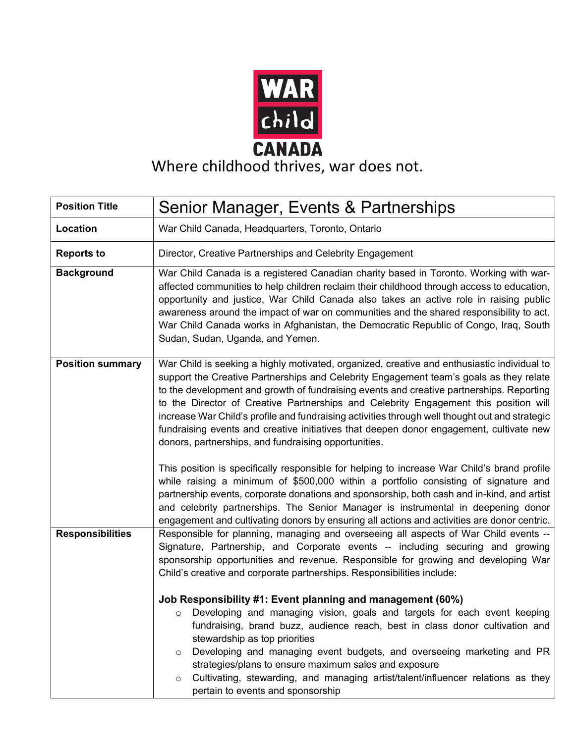WAR child CANADA

Where childhood thrives, war does not.

| Position Title | Senior Manager, Events & Partnerships |
| --- | --- |
| Location | War Child Canada, Headquarters, Toronto, Ontario |
| Reports to | Director, Creative Partnerships and Celebrity Engagement |
| Background | War Child Canada is a registered Canadian charity based in Toronto. Working with war-affected communities to help children reclaim their childhood through access to education, opportunity and justice, War Child Canada also takes an active role in raising public awareness around the impact of war on communities and the shared responsibility to act. War Child Canada works in Afghanistan, the Democratic Republic of Congo, Iraq, South Sudan, Sudan, Uganda, and Yemen. |
| Position summary | War Child is seeking a highly motivated, organized, creative and enthusiastic individual to support the Creative Partnerships and Celebrity Engagement team's goals as they relate to the development and growth of fundraising events and creative partnerships. Reporting to the Director of Creative Partnerships and Celebrity Engagement this position will increase War Child's profile and fundraising activities through well thought out and strategic fundraising events and creative initiatives that deepen donor engagement, cultivate new donors, partnerships, and fundraising opportunities.<br><br>This position is specifically responsible for helping to increase War Child's brand profile while raising a minimum of $500,000 within a portfolio consisting of signature and partnership events, corporate donations and sponsorship, both cash and in-kind, and artist and celebrity partnerships. The Senior Manager is instrumental in deepening donor engagement and cultivating donors by ensuring all actions and activities are donor centric. |
| Responsibilities | Responsible for planning, managing and overseeing all aspects of War Child events -- Signature, Partnership, and Corporate events -- including securing and growing sponsorship opportunities and revenue. Responsible for growing and developing War Child's creative and corporate partnerships. Responsibilities include:<br><br>**Job Responsibility #1: Event planning and management (60%)**<br>o Developing and managing vision, goals and targets for each event keeping fundraising, brand buzz, audience reach, best in class donor cultivation and stewardship as top priorities<br>o Developing and managing event budgets, and overseeing marketing and PR strategies/plans to ensure maximum sales and exposure<br>o Cultivating, stewarding, and managing artist/talent/influencer relations as they pertain to events and sponsorship |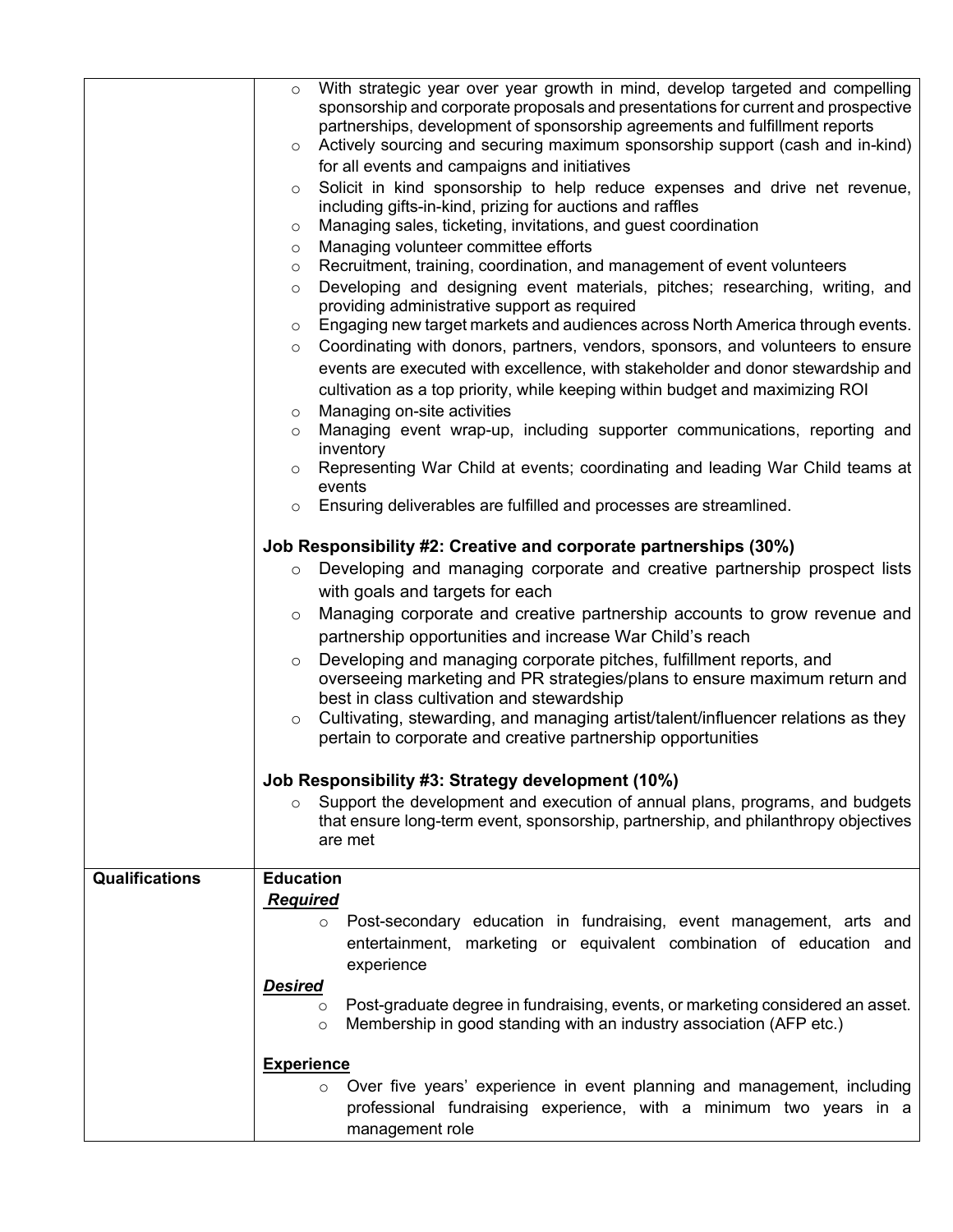| | |
|---|---|
| | ○ With strategic year over year growth in mind, develop targeted and compelling sponsorship and corporate proposals and presentations for current and prospective partnerships, development of sponsorship agreements and fulfillment reports<br>○ Actively sourcing and securing maximum sponsorship support (cash and in-kind) for all events and campaigns and initiatives<br>○ Solicit in kind sponsorship to help reduce expenses and drive net revenue, including gifts-in-kind, prizing for auctions and raffles<br>○ Managing sales, ticketing, invitations, and guest coordination<br>○ Managing volunteer committee efforts<br>○ Recruitment, training, coordination, and management of event volunteers<br>○ Developing and designing event materials, pitches; researching, writing, and providing administrative support as required<br>○ Engaging new target markets and audiences across North America through events.<br>○ Coordinating with donors, partners, vendors, sponsors, and volunteers to ensure events are executed with excellence, with stakeholder and donor stewardship and cultivation as a top priority, while keeping within budget and maximizing ROI<br>○ Managing on-site activities<br>○ Managing event wrap-up, including supporter communications, reporting and inventory<br>○ Representing War Child at events; coordinating and leading War Child teams at events<br>○ Ensuring deliverables are fulfilled and processes are streamlined.<br><br>**Job Responsibility #2: Creative and corporate partnerships (30%)**<br>○ Developing and managing corporate and creative partnership prospect lists with goals and targets for each<br>○ Managing corporate and creative partnership accounts to grow revenue and partnership opportunities and increase War Child's reach<br>○ Developing and managing corporate pitches, fulfillment reports, and overseeing marketing and PR strategies/plans to ensure maximum return and best in class cultivation and stewardship<br>○ Cultivating, stewarding, and managing artist/talent/influencer relations as they pertain to corporate and creative partnership opportunities<br><br>**Job Responsibility #3: Strategy development (10%)**<br>○ Support the development and execution of annual plans, programs, and budgets that ensure long-term event, sponsorship, partnership, and philanthropy objectives are met |
| **Qualifications** | **Education**<br>***Required***<br>○ Post-secondary education in fundraising, event management, arts and entertainment, marketing or equivalent combination of education and experience<br>***Desired***<br>○ Post-graduate degree in fundraising, events, or marketing considered an asset.<br>○ Membership in good standing with an industry association (AFP etc.)<br><br>**Experience**<br>○ Over five years' experience in event planning and management, including professional fundraising experience, with a minimum two years in a management role |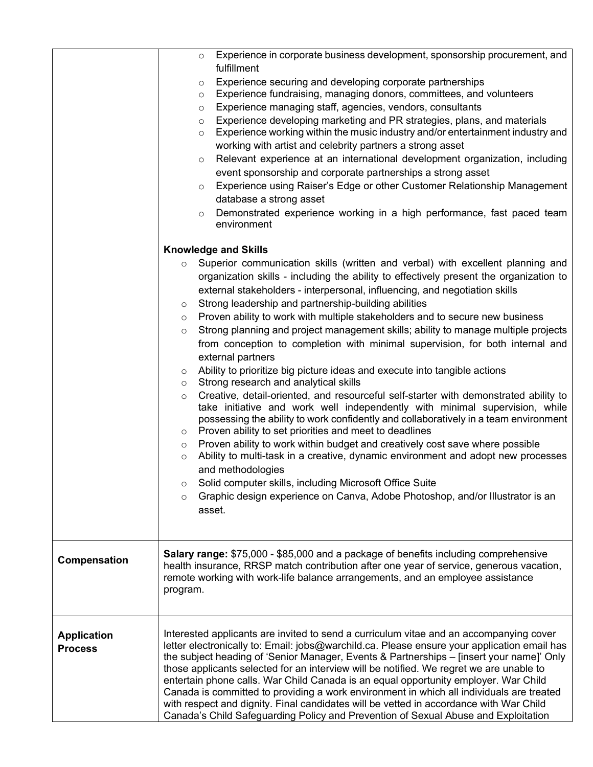| | |
|---|---|
| | <ul><li>Experience in corporate business development, sponsorship procurement, and fulfillment</li><li>Experience securing and developing corporate partnerships</li><li>Experience fundraising, managing donors, committees, and volunteers</li><li>Experience managing staff, agencies, vendors, consultants</li><li>Experience developing marketing and PR strategies, plans, and materials</li><li>Experience working within the music industry and/or entertainment industry and working with artist and celebrity partners a strong asset</li><li>Relevant experience at an international development organization, including event sponsorship and corporate partnerships a strong asset</li><li>Experience using Raiser's Edge or other Customer Relationship Management database a strong asset</li><li>Demonstrated experience working in a high performance, fast paced team environment</li></ul>**Knowledge and Skills**<ul><li>Superior communication skills (written and verbal) with excellent planning and organization skills - including the ability to effectively present the organization to external stakeholders - interpersonal, influencing, and negotiation skills</li><li>Strong leadership and partnership-building abilities</li><li>Proven ability to work with multiple stakeholders and to secure new business</li><li>Strong planning and project management skills; ability to manage multiple projects from conception to completion with minimal supervision, for both internal and external partners</li><li>Ability to prioritize big picture ideas and execute into tangible actions</li><li>Strong research and analytical skills</li><li>Creative, detail-oriented, and resourceful self-starter with demonstrated ability to take initiative and work well independently with minimal supervision, while possessing the ability to work confidently and collaboratively in a team environment</li><li>Proven ability to set priorities and meet to deadlines</li><li>Proven ability to work within budget and creatively cost save where possible</li><li>Ability to multi-task in a creative, dynamic environment and adopt new processes and methodologies</li><li>Solid computer skills, including Microsoft Office Suite</li><li>Graphic design experience on Canva, Adobe Photoshop, and/or Illustrator is an asset.</li></ul> |
| **Compensation** | **Salary range:** $75,000 - $85,000 and a package of benefits including comprehensive health insurance, RRSP match contribution after one year of service, generous vacation, remote working with work-life balance arrangements, and an employee assistance program. |
| **Application Process** | Interested applicants are invited to send a curriculum vitae and an accompanying cover letter electronically to: Email: jobs@warchild.ca. Please ensure your application email has the subject heading of 'Senior Manager, Events & Partnerships – [insert your name]' Only those applicants selected for an interview will be notified. We regret we are unable to entertain phone calls. War Child Canada is an equal opportunity employer. War Child Canada is committed to providing a work environment in which all individuals are treated with respect and dignity. Final candidates will be vetted in accordance with War Child Canada's Child Safeguarding Policy and Prevention of Sexual Abuse and Exploitation |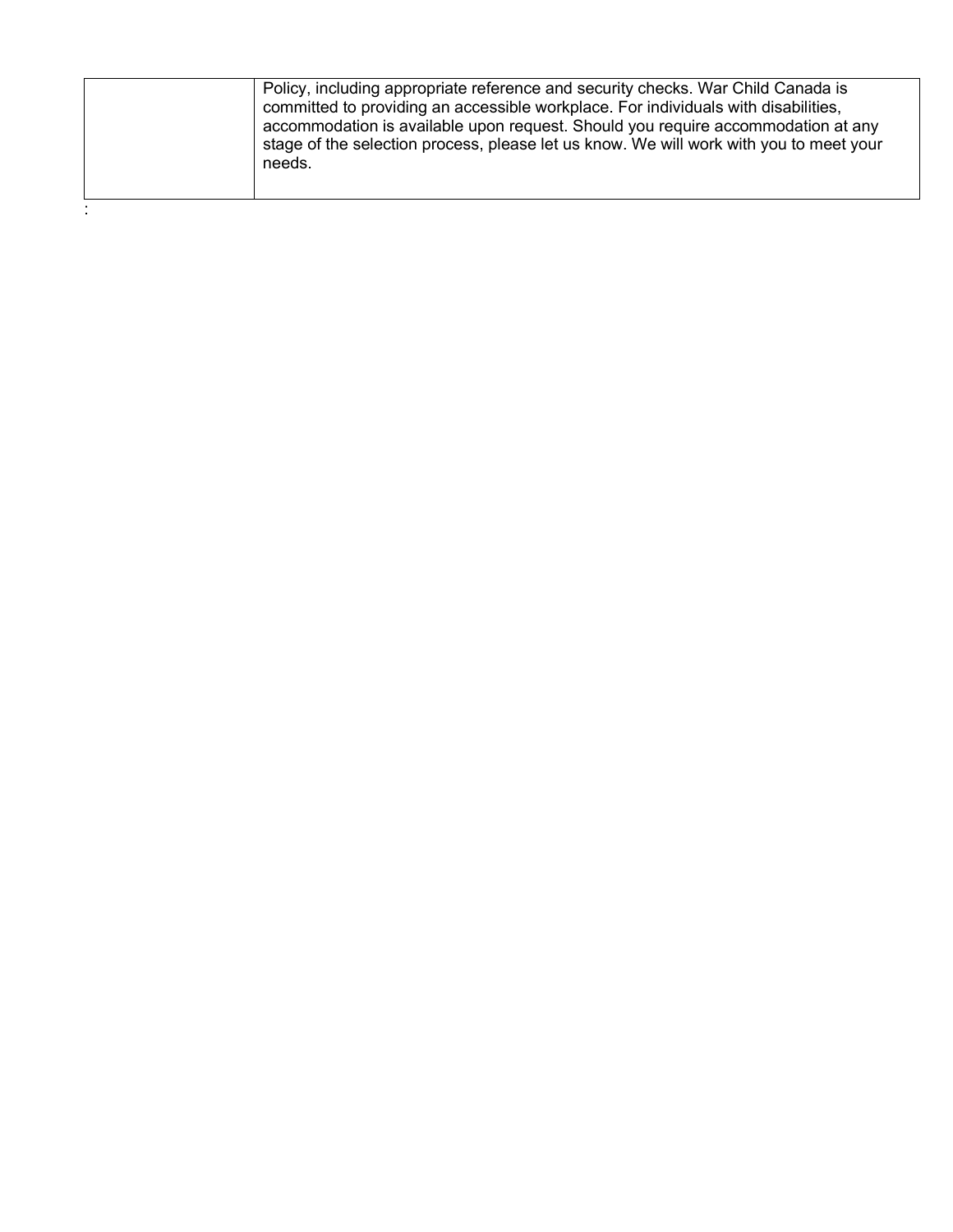| | |
|---|---|
| | Policy, including appropriate reference and security checks. War Child Canada is committed to providing an accessible workplace. For individuals with disabilities, accommodation is available upon request. Should you require accommodation at any stage of the selection process, please let us know. We will work with you to meet your needs. |

: